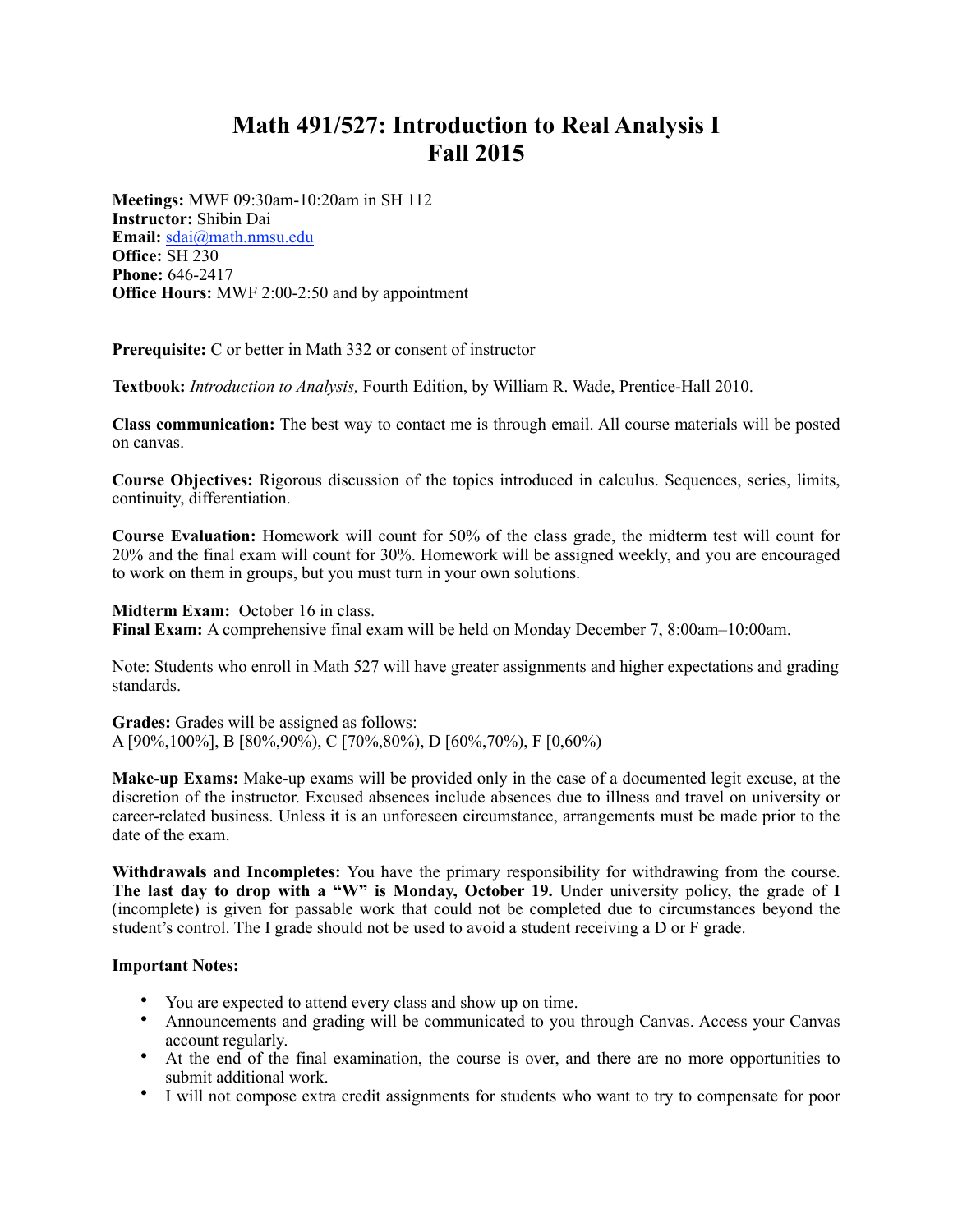# Math 491/527: Introduction to Real Analysis I
# Fall 2015

**Meetings:** MWF 09:30am-10:20am in SH 112
**Instructor:** Shibin Dai
**Email:** sdai@math.nmsu.edu
**Office:** SH 230
**Phone:** 646-2417
**Office Hours:** MWF 2:00-2:50 and by appointment

**Prerequisite:** C or better in Math 332 or consent of instructor

**Textbook:** *Introduction to Analysis,* Fourth Edition, by William R. Wade, Prentice-Hall 2010.

**Class communication:** The best way to contact me is through email. All course materials will be posted on canvas.

**Course Objectives:** Rigorous discussion of the topics introduced in calculus. Sequences, series, limits, continuity, differentiation.

**Course Evaluation:** Homework will count for 50% of the class grade, the midterm test will count for 20% and the final exam will count for 30%. Homework will be assigned weekly, and you are encouraged to work on them in groups, but you must turn in your own solutions.

**Midterm Exam:** October 16 in class.
**Final Exam:** A comprehensive final exam will be held on Monday December 7, 8:00am–10:00am.

Note: Students who enroll in Math 527 will have greater assignments and higher expectations and grading standards.

**Grades:** Grades will be assigned as follows:
A [90%,100%], B [80%,90%), C [70%,80%), D [60%,70%), F [0,60%)

**Make-up Exams:** Make-up exams will be provided only in the case of a documented legit excuse, at the discretion of the instructor. Excused absences include absences due to illness and travel on university or career-related business. Unless it is an unforeseen circumstance, arrangements must be made prior to the date of the exam.

**Withdrawals and Incompletes:** You have the primary responsibility for withdrawing from the course. **The last day to drop with a "W" is Monday, October 19.** Under university policy, the grade of **I** (incomplete) is given for passable work that could not be completed due to circumstances beyond the student's control. The I grade should not be used to avoid a student receiving a D or F grade.

**Important Notes:**

- You are expected to attend every class and show up on time.
- Announcements and grading will be communicated to you through Canvas. Access your Canvas account regularly.
- At the end of the final examination, the course is over, and there are no more opportunities to submit additional work.
- I will not compose extra credit assignments for students who want to try to compensate for poor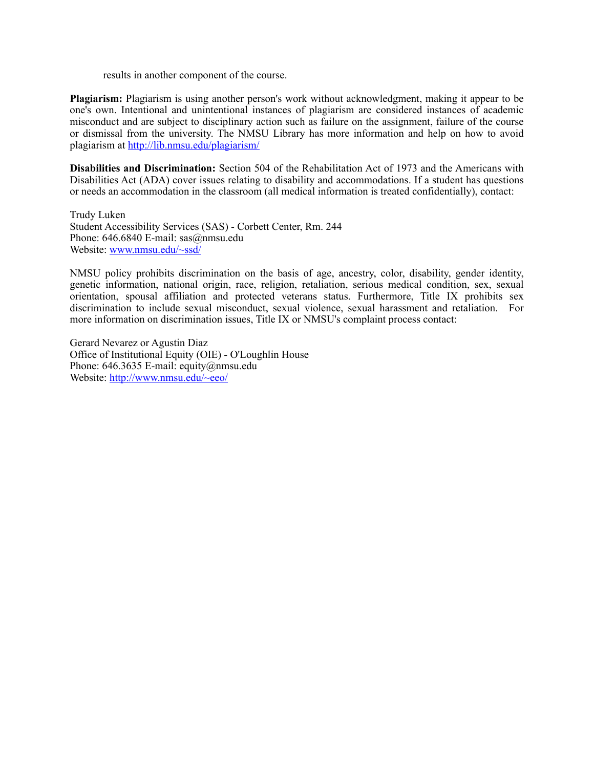results in another component of the course.

**Plagiarism:** Plagiarism is using another person's work without acknowledgment, making it appear to be one's own. Intentional and unintentional instances of plagiarism are considered instances of academic misconduct and are subject to disciplinary action such as failure on the assignment, failure of the course or dismissal from the university. The NMSU Library has more information and help on how to avoid plagiarism at http://lib.nmsu.edu/plagiarism/

**Disabilities and Discrimination:** Section 504 of the Rehabilitation Act of 1973 and the Americans with Disabilities Act (ADA) cover issues relating to disability and accommodations. If a student has questions or needs an accommodation in the classroom (all medical information is treated confidentially), contact:

Trudy Luken
Student Accessibility Services (SAS) - Corbett Center, Rm. 244
Phone: 646.6840 E-mail: sas@nmsu.edu
Website: www.nmsu.edu/~ssd/

NMSU policy prohibits discrimination on the basis of age, ancestry, color, disability, gender identity, genetic information, national origin, race, religion, retaliation, serious medical condition, sex, sexual orientation, spousal affiliation and protected veterans status. Furthermore, Title IX prohibits sex discrimination to include sexual misconduct, sexual violence, sexual harassment and retaliation. For more information on discrimination issues, Title IX or NMSU's complaint process contact:

Gerard Nevarez or Agustin Diaz
Office of Institutional Equity (OIE) - O'Loughlin House
Phone: 646.3635 E-mail: equity@nmsu.edu
Website: http://www.nmsu.edu/~eeo/